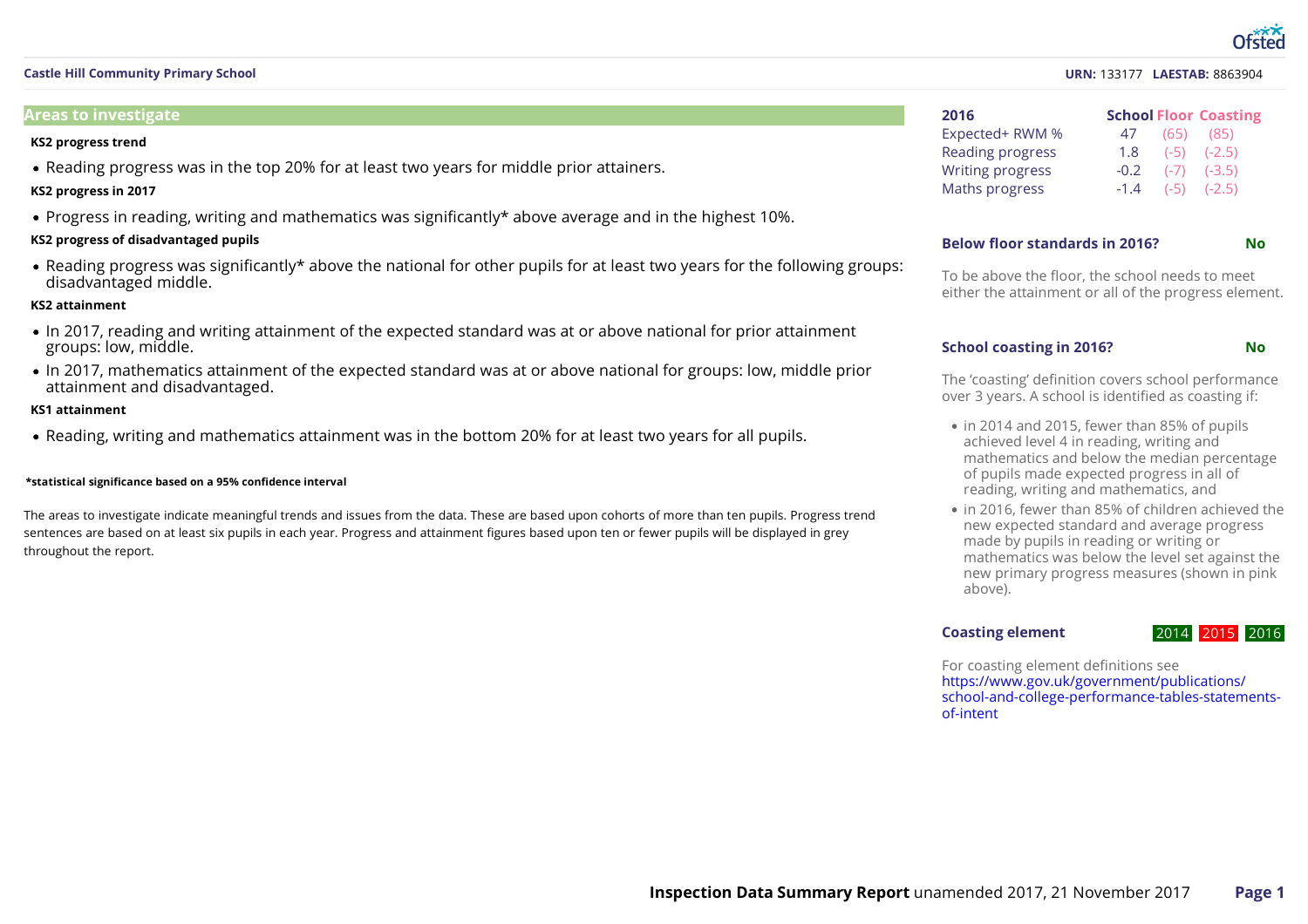**Castle Hill Community Primary School** **URN:** 133177 **LAESTAB:** 8863904

## Areas to investigate

**KS2 progress trend**

- Reading progress was in the top 20% for at least two years for middle prior attainers.

**KS2 progress in 2017**

- Progress in reading, writing and mathematics was significantly* above average and in the highest 10%.

**KS2 progress of disadvantaged pupils**

- Reading progress was significantly* above the national for other pupils for at least two years for the following groups: disadvantaged middle.

**KS2 attainment**

- In 2017, reading and writing attainment of the expected standard was at or above national for prior attainment groups: low, middle.
- In 2017, mathematics attainment of the expected standard was at or above national for groups: low, middle prior attainment and disadvantaged.

**KS1 attainment**

- Reading, writing and mathematics attainment was in the bottom 20% for at least two years for all pupils.

**\*statistical significance based on a 95% confidence interval**

The areas to investigate indicate meaningful trends and issues from the data. These are based upon cohorts of more than ten pupils. Progress trend sentences are based on at least six pupils in each year. Progress and attainment figures based upon ten or fewer pupils will be displayed in grey throughout the report.

| 2016 | School | Floor | Coasting |
|---|---|---|---|
| Expected+ RWM % | 47 | (65) | (85) |
| Reading progress | 1.8 | (-5) | (-2.5) |
| Writing progress | -0.2 | (-7) | (-3.5) |
| Maths progress | -1.4 | (-5) | (-2.5) |

**Below floor standards in 2016?** **No**

To be above the floor, the school needs to meet either the attainment or all of the progress element.

**School coasting in 2016?** **No**

The 'coasting' definition covers school performance over 3 years. A school is identified as coasting if:

- in 2014 and 2015, fewer than 85% of pupils achieved level 4 in reading, writing and mathematics and below the median percentage of pupils made expected progress in all of reading, writing and mathematics, and
- in 2016, fewer than 85% of children achieved the new expected standard and average progress made by pupils in reading or writing or mathematics was below the level set against the new primary progress measures (shown in pink above).

**Coasting element** 2014 2015 2016

For coasting element definitions see https://www.gov.uk/government/publications/school-and-college-performance-tables-statements-of-intent

**Inspection Data Summary Report** unamended 2017, 21 November 2017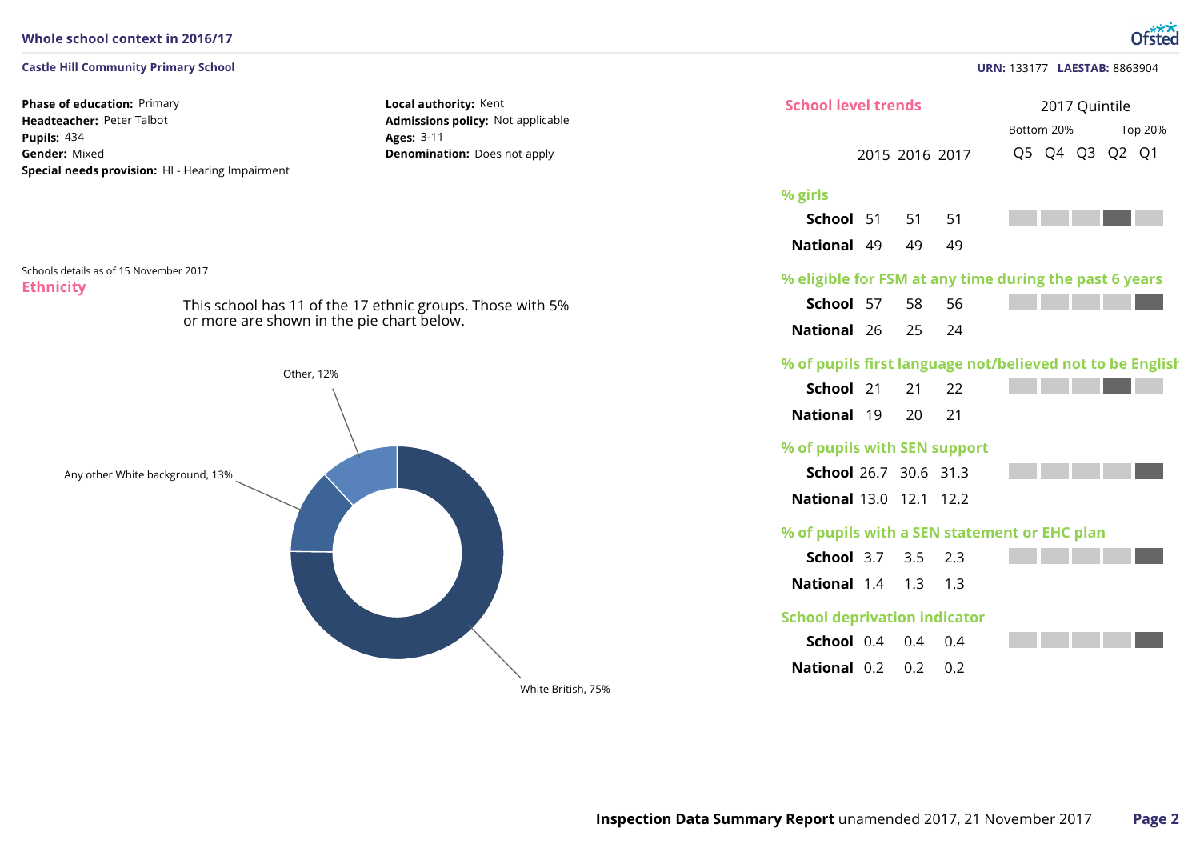## Whole school context in 2016/17

**Castle Hill Community Primary School**

**URN:** 133177 **LAESTAB:** 8863904

**Phase of education:** Primary
**Headteacher:** Peter Talbot
**Pupils:** 434
**Gender:** Mixed
**Special needs provision:** HI - Hearing Impairment

**Local authority:** Kent
**Admissions policy:** Not applicable
**Ages:** 3-11
**Denomination:** Does not apply

Schools details as of 15 November 2017

### Ethnicity

This school has 11 of the 17 ethnic groups. Those with 5% or more are shown in the pie chart below.

- White British, 75%
- Any other White background, 13%
- Other, 12%

### School level trends

| | | 2015 | 2016 | 2017 | 2017 Quintile (Q5 Bottom 20% – Q1 Top 20%) |
|---|---|---|---|---|---|
| **% girls** | | | | | |
| | **School** | 51 | 51 | 51 | Q2 |
| | **National** | 49 | 49 | 49 | |
| **% eligible for FSM at any time during the past 6 years** | | | | | |
| | **School** | 57 | 58 | 56 | Q1 |
| | **National** | 26 | 25 | 24 | |
| **% of pupils first language not/believed not to be English** | | | | | |
| | **School** | 21 | 21 | 22 | Q2 |
| | **National** | 19 | 20 | 21 | |
| **% of pupils with SEN support** | | | | | |
| | **School** | 26.7 | 30.6 | 31.3 | Q1 |
| | **National** | 13.0 | 12.1 | 12.2 | |
| **% of pupils with a SEN statement or EHC plan** | | | | | |
| | **School** | 3.7 | 3.5 | 2.3 | Q1 |
| | **National** | 1.4 | 1.3 | 1.3 | |
| **School deprivation indicator** | | | | | |
| | **School** | 0.4 | 0.4 | 0.4 | Q1 |
| | **National** | 0.2 | 0.2 | 0.2 | |

**Inspection Data Summary Report** unamended 2017, 21 November 2017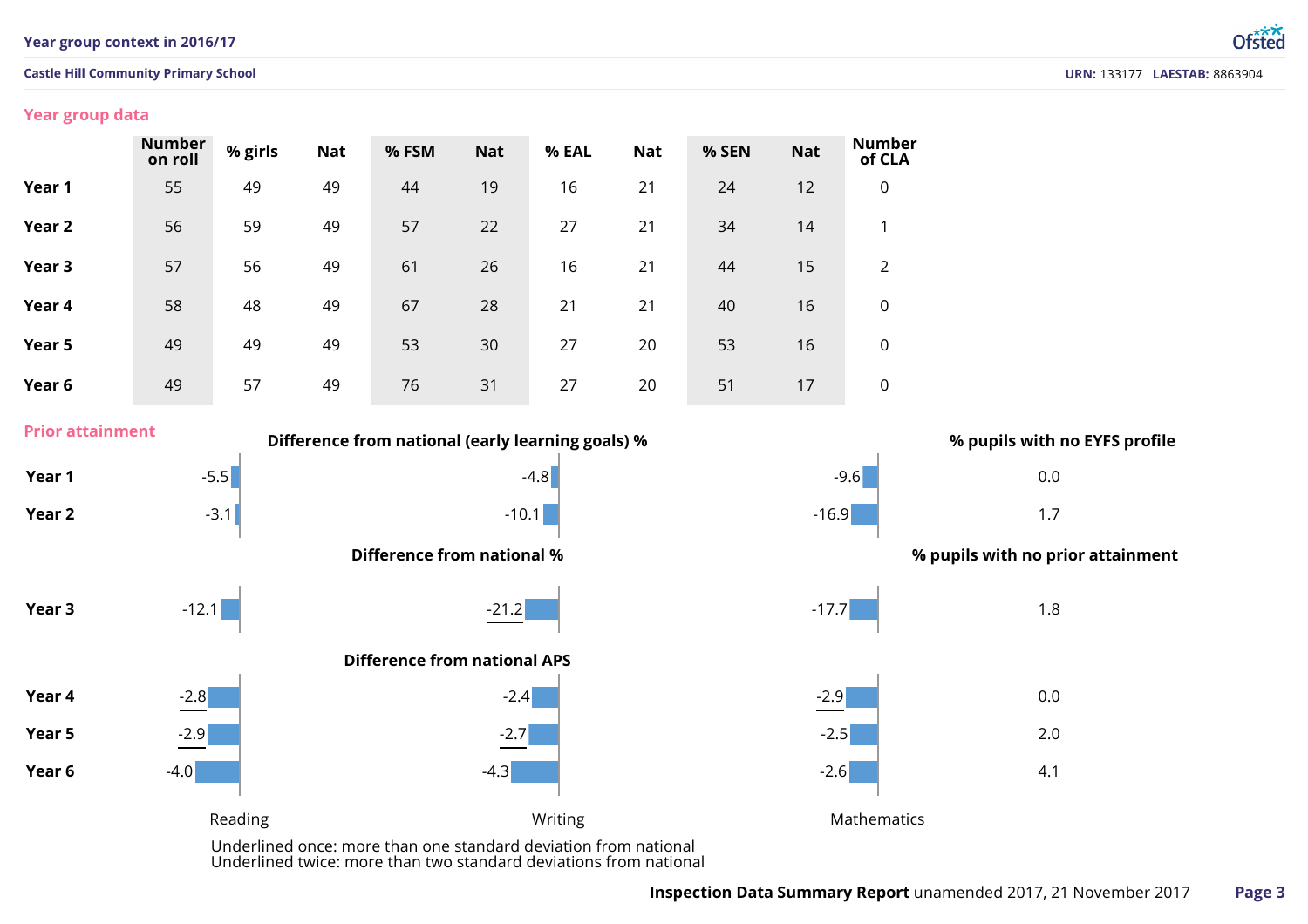## Year group context in 2016/17

**Castle Hill Community Primary School** — **URN:** 133177 **LAESTAB:** 8863904

### Year group data

| | Number on roll | % girls | Nat | % FSM | Nat | % EAL | Nat | % SEN | Nat | Number of CLA |
|---|---|---|---|---|---|---|---|---|---|---|
| **Year 1** | 55 | 49 | 49 | 44 | 19 | 16 | 21 | 24 | 12 | 0 |
| **Year 2** | 56 | 59 | 49 | 57 | 22 | 27 | 21 | 34 | 14 | 1 |
| **Year 3** | 57 | 56 | 49 | 61 | 26 | 16 | 21 | 44 | 15 | 2 |
| **Year 4** | 58 | 48 | 49 | 67 | 28 | 21 | 21 | 40 | 16 | 0 |
| **Year 5** | 49 | 49 | 49 | 53 | 30 | 27 | 20 | 53 | 16 | 0 |
| **Year 6** | 49 | 57 | 49 | 76 | 31 | 27 | 20 | 51 | 17 | 0 |

### Prior attainment

**Difference from national (early learning goals) %**

| | Reading | Writing | Mathematics | % pupils with no EYFS profile |
|---|---|---|---|---|
| **Year 1** | -5.5 | -4.8 | -9.6 | 0.0 |
| **Year 2** | -3.1 | -10.1 | -16.9 | 1.7 |

**Difference from national %**

| | Reading | Writing | Mathematics | % pupils with no prior attainment |
|---|---|---|---|---|
| **Year 3** | -12.1 | <u>-21.2</u> | -17.7 | 1.8 |

**Difference from national APS**

| | Reading | Writing | Mathematics | % pupils with no prior attainment |
|---|---|---|---|---|
| **Year 4** | <u>-2.8</u> | -2.4 | <u>-2.9</u> | 0.0 |
| **Year 5** | <u>-2.9</u> | <u>-2.7</u> | -2.5 | 2.0 |
| **Year 6** | <u>-4.0</u> | <u>-4.3</u> | <u>-2.6</u> | 4.1 |

Underlined once: more than one standard deviation from national
Underlined twice: more than two standard deviations from national

**Inspection Data Summary Report** unamended 2017, 21 November 2017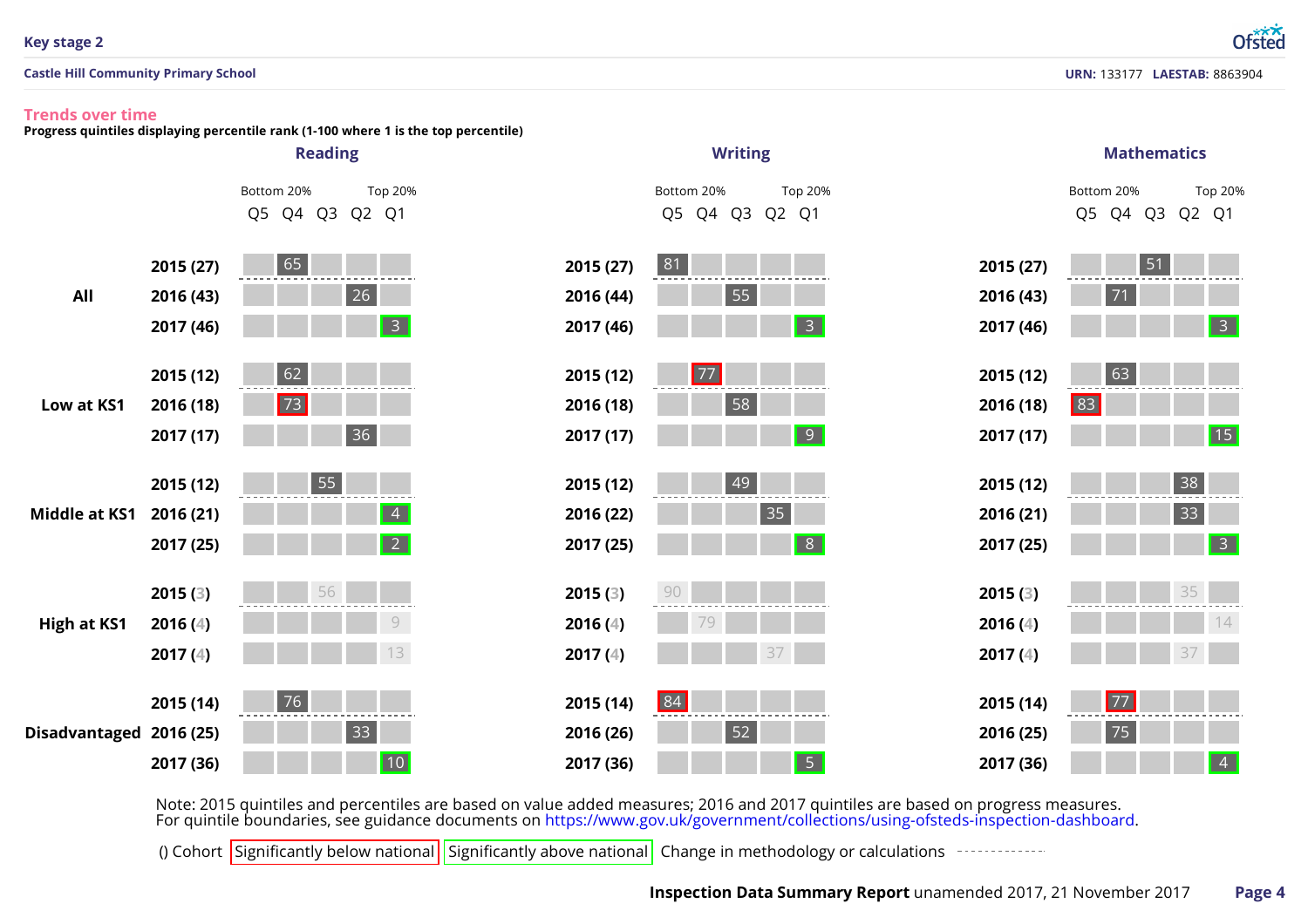## Key stage 2

**Castle Hill Community Primary School** — **URN:** 133177 **LAESTAB:** 8863904

### Trends over time

**Progress quintiles displaying percentile rank (1-100 where 1 is the top percentile)**

#### Reading

| Group | Year (Cohort) | Q5 (Bottom 20%) | Q4 | Q3 | Q2 | Q1 (Top 20%) |
|---|---|---|---|---|---|---|
| All | 2015 (27) | | 65 | | | |
| | 2016 (43) | | | | 26 | |
| | 2017 (46) | | | | | 3 (Significantly above national) |
| Low at KS1 | 2015 (12) | | 62 | | | |
| | 2016 (18) | | 73 (Significantly below national) | | | |
| | 2017 (17) | | | | 36 | |
| Middle at KS1 | 2015 (12) | | | 55 | | |
| | 2016 (21) | | | | | 4 (Significantly above national) |
| | 2017 (25) | | | | | 2 (Significantly above national) |
| High at KS1 | 2015 (3) | | | 56 | | |
| | 2016 (4) | | | | | 9 |
| | 2017 (4) | | | | | 13 |
| Disadvantaged | 2015 (14) | | 76 | | | |
| | 2016 (25) | | | | 33 | |
| | 2017 (36) | | | | | 10 (Significantly above national) |

#### Writing

| Group | Year (Cohort) | Q5 (Bottom 20%) | Q4 | Q3 | Q2 | Q1 (Top 20%) |
|---|---|---|---|---|---|---|
| All | 2015 (27) | 81 | | | | |
| | 2016 (44) | | | 55 | | |
| | 2017 (46) | | | | | 3 (Significantly above national) |
| Low at KS1 | 2015 (12) | | 77 (Significantly below national) | | | |
| | 2016 (18) | | | 58 | | |
| | 2017 (17) | | | | | 9 (Significantly above national) |
| Middle at KS1 | 2015 (12) | | | 49 | | |
| | 2016 (22) | | | | 35 | |
| | 2017 (25) | | | | | 8 (Significantly above national) |
| High at KS1 | 2015 (3) | 90 | | | | |
| | 2016 (4) | | 79 | | | |
| | 2017 (4) | | | | 37 | |
| Disadvantaged | 2015 (14) | 84 (Significantly below national) | | | | |
| | 2016 (26) | | | 52 | | |
| | 2017 (36) | | | | | 5 (Significantly above national) |

#### Mathematics

| Group | Year (Cohort) | Q5 (Bottom 20%) | Q4 | Q3 | Q2 | Q1 (Top 20%) |
|---|---|---|---|---|---|---|
| All | 2015 (27) | | | 51 | | |
| | 2016 (43) | | 71 | | | |
| | 2017 (46) | | | | | 3 (Significantly above national) |
| Low at KS1 | 2015 (12) | | 63 | | | |
| | 2016 (18) | 83 (Significantly below national) | | | | |
| | 2017 (17) | | | | | 15 (Significantly above national) |
| Middle at KS1 | 2015 (12) | | | | 38 | |
| | 2016 (21) | | | | 33 | |
| | 2017 (25) | | | | | 3 (Significantly above national) |
| High at KS1 | 2015 (3) | | | | 35 | |
| | 2016 (4) | | | | | 14 |
| | 2017 (4) | | | | 37 | |
| Disadvantaged | 2015 (14) | | 77 (Significantly below national) | | | |
| | 2016 (25) | | 75 | | | |
| | 2017 (36) | | | | | 4 (Significantly above national) |

Note: 2015 quintiles and percentiles are based on value added measures; 2016 and 2017 quintiles are based on progress measures. For quintile boundaries, see guidance documents on https://www.gov.uk/government/collections/using-ofsteds-inspection-dashboard.

() Cohort | Significantly below national | Significantly above national | Change in methodology or calculations (dashed line between 2015 and 2016)

**Inspection Data Summary Report** unamended 2017, 21 November 2017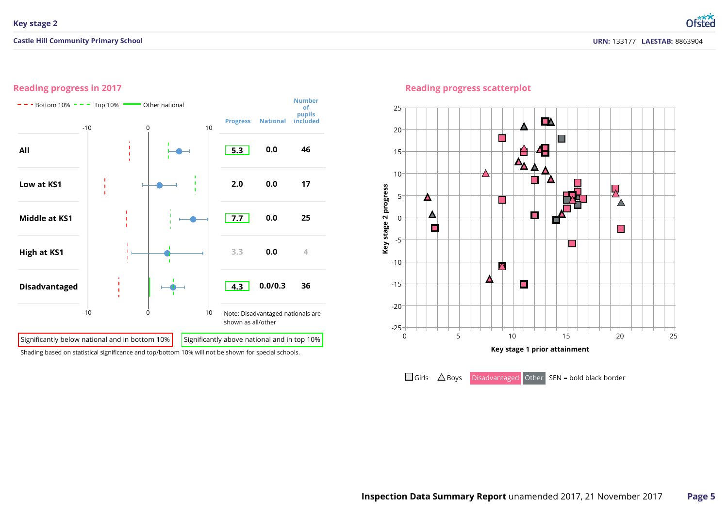## Key stage 2

**Castle Hill Community Primary School** — **URN:** 133177 **LAESTAB:** 8863904

### Reading progress in 2017

- - Bottom 10% - - Top 10% — Other national

| | Progress | National | Number of pupils included |
|---|---|---|---|
| **All** | 5.3 | 0.0 | 46 |
| **Low at KS1** | 2.0 | 0.0 | 17 |
| **Middle at KS1** | 7.7 | 0.0 | 25 |
| **High at KS1** | 3.3 | 0.0 | 4 |
| **Disadvantaged** | 4.3 | 0.0/0.3 | 36 |

Note: Disadvantaged nationals are shown as all/other

Significantly below national and in bottom 10% | Significantly above national and in top 10%

Shading based on statistical significance and top/bottom 10% will not be shown for special schools.

### Reading progress scatterplot

Key stage 2 progress vs Key stage 1 prior attainment

□ Girls △ Boys Disadvantaged Other SEN = bold black border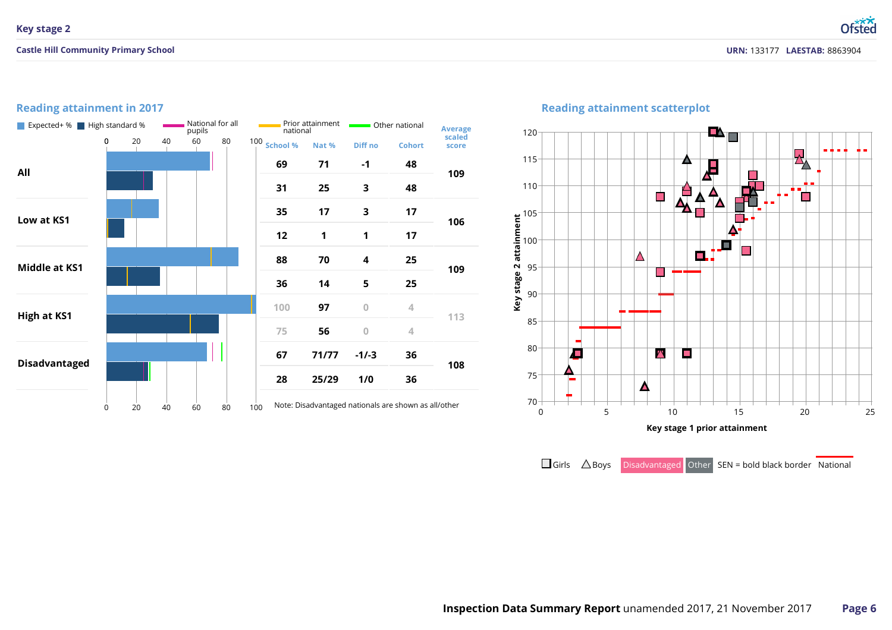# Key stage 2

**Castle Hill Community Primary School**

**URN:** 133177 **LAESTAB:** 8863904

## Reading attainment in 2017

Legend: Expected+ % | High standard % | National for all pupils | Prior attainment national | Other national

| Group | Measure | School % | Nat % | Diff no | Cohort | Average scaled score |
|---|---|---|---|---|---|---|
| All | Expected+ | 69 | 71 | -1 | 48 | 109 |
| | High standard | 31 | 25 | 3 | 48 | |
| Low at KS1 | Expected+ | 35 | 17 | 3 | 17 | 106 |
| | High standard | 12 | 1 | 1 | 17 | |
| Middle at KS1 | Expected+ | 88 | 70 | 4 | 25 | 109 |
| | High standard | 36 | 14 | 5 | 25 | |
| High at KS1 | Expected+ | 100 | 97 | 0 | 4 | 113 |
| | High standard | 75 | 56 | 0 | 4 | |
| Disadvantaged | Expected+ | 67 | 71/77 | -1/-3 | 36 | 108 |
| | High standard | 28 | 25/29 | 1/0 | 36 | |

Note: Disadvantaged nationals are shown as all/other

## Reading attainment scatterplot

Key stage 2 attainment (y-axis, 70–120) vs Key stage 1 prior attainment (x-axis, 0–25)

Legend: Girls | Boys | Disadvantaged | Other | SEN = bold black border | National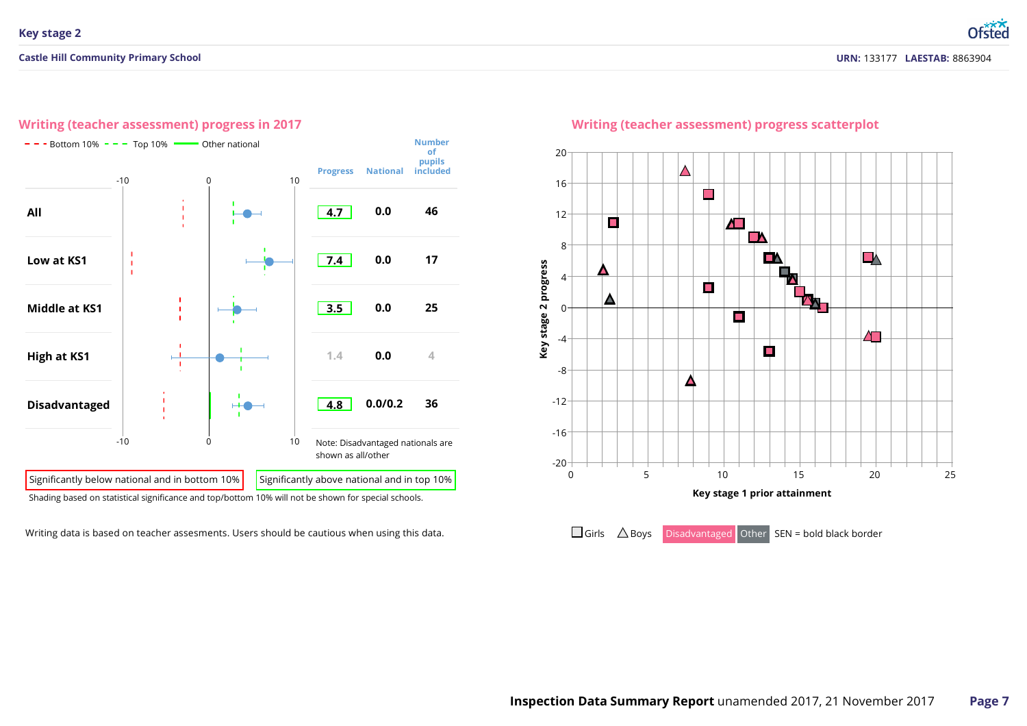## Key stage 2

**Castle Hill Community Primary School**

**URN:** 133177 **LAESTAB:** 8863904

### Writing (teacher assessment) progress in 2017

- - - Bottom 10% - - - Top 10% ━ Other national

| | Progress | National | Number of pupils included |
|---|---|---|---|
| All | 4.7 | 0.0 | 46 |
| Low at KS1 | 7.4 | 0.0 | 17 |
| Middle at KS1 | 3.5 | 0.0 | 25 |
| High at KS1 | 1.4 | 0.0 | 4 |
| Disadvantaged | 4.8 | 0.0/0.2 | 36 |

Note: Disadvantaged nationals are shown as all/other

Significantly below national and in bottom 10% | Significantly above national and in top 10%

Shading based on statistical significance and top/bottom 10% will not be shown for special schools.

Writing data is based on teacher assesments. Users should be cautious when using this data.

### Writing (teacher assessment) progress scatterplot

Key stage 2 progress vs Key stage 1 prior attainment

Girls | Boys | Disadvantaged | Other | SEN = bold black border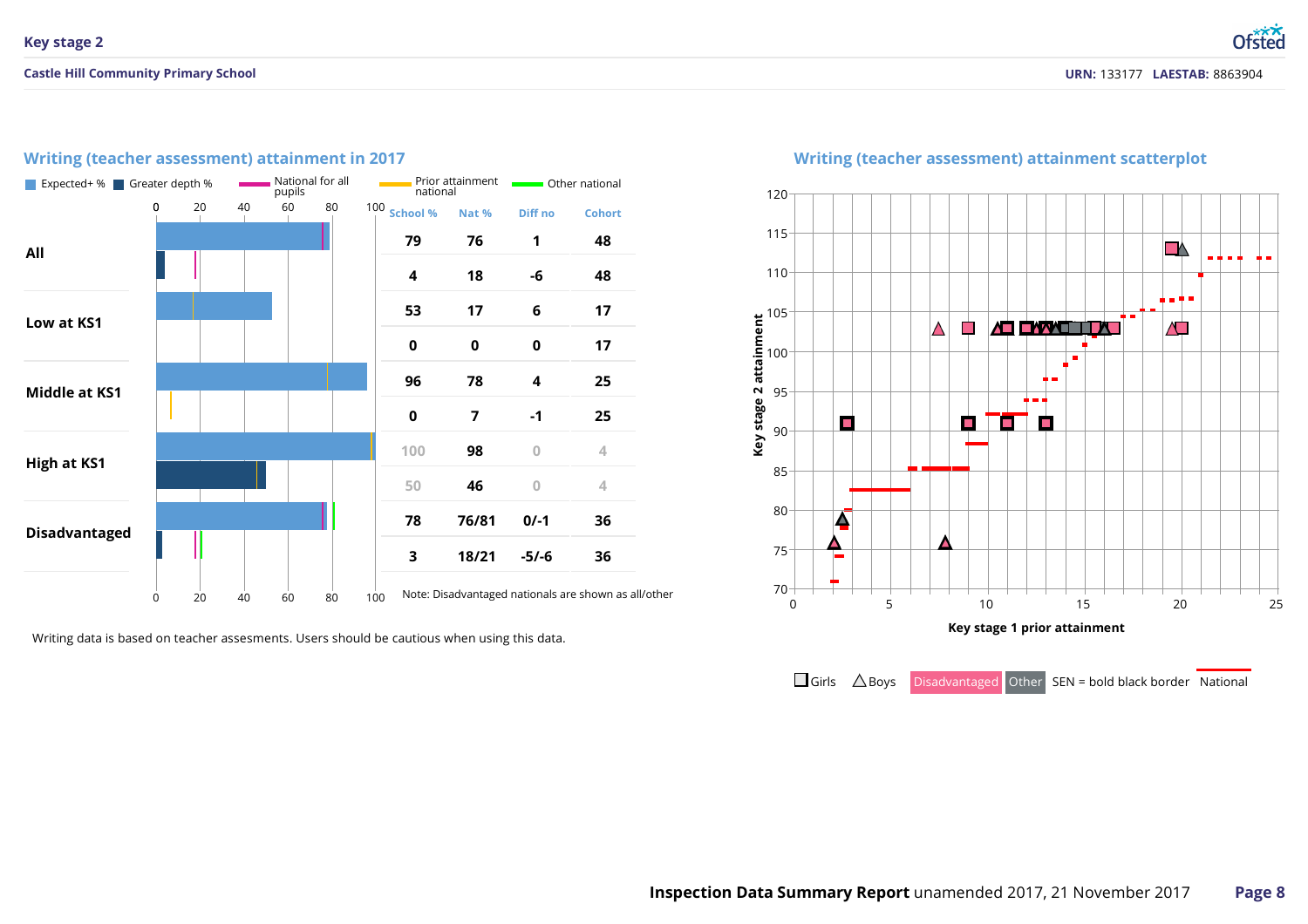## Key stage 2

**Castle Hill Community Primary School**

**URN:** 133177 **LAESTAB:** 8863904

### Writing (teacher assessment) attainment in 2017

Expected+ % | Greater depth % | National for all pupils | Prior attainment national | Other national

| Group | Measure | School % | Nat % | Diff no | Cohort |
|---|---|---|---|---|---|
| All | Expected+ | 79 | 76 | 1 | 48 |
| | Greater depth | 4 | 18 | -6 | 48 |
| Low at KS1 | Expected+ | 53 | 17 | 6 | 17 |
| | Greater depth | 0 | 0 | 0 | 17 |
| Middle at KS1 | Expected+ | 96 | 78 | 4 | 25 |
| | Greater depth | 0 | 7 | -1 | 25 |
| High at KS1 | Expected+ | 100 | 98 | 0 | 4 |
| | Greater depth | 50 | 46 | 0 | 4 |
| Disadvantaged | Expected+ | 78 | 76/81 | 0/-1 | 36 |
| | Greater depth | 3 | 18/21 | -5/-6 | 36 |

Note: Disadvantaged nationals are shown as all/other

Writing data is based on teacher assesments. Users should be cautious when using this data.

### Writing (teacher assessment) attainment scatterplot

Key stage 2 attainment (y-axis, 70–120) vs Key stage 1 prior attainment (x-axis, 0–25)

Girls | Boys | Disadvantaged | Other | SEN = bold black border | National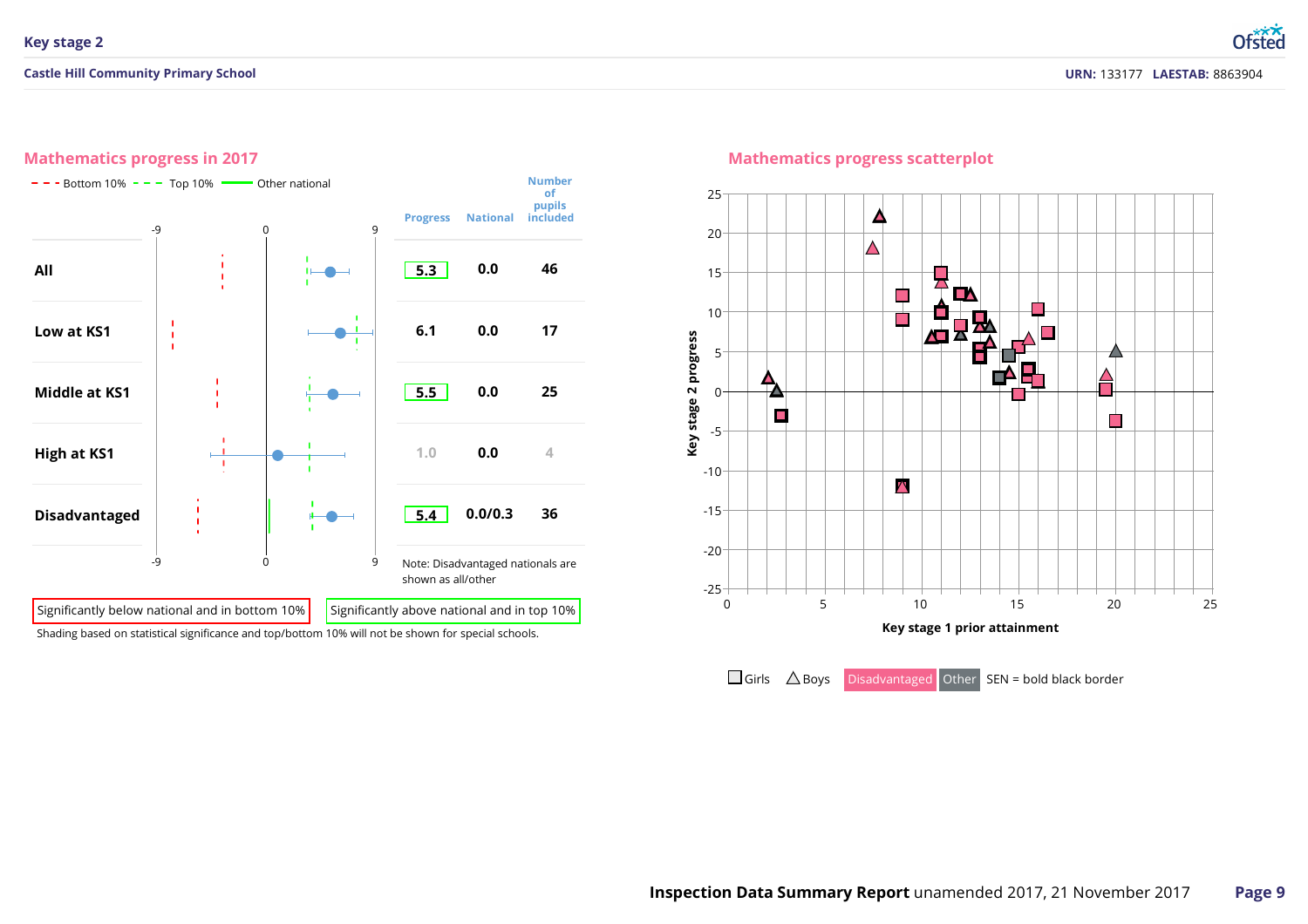## Key stage 2

**Castle Hill Community Primary School**

**URN:** 133177 **LAESTAB:** 8863904

### Mathematics progress in 2017

- - - Bottom 10% - - - Top 10% —— Other national

| | Progress | National | Number of pupils included |
|---|---|---|---|
| **All** | 5.3 | 0.0 | 46 |
| **Low at KS1** | 6.1 | 0.0 | 17 |
| **Middle at KS1** | 5.5 | 0.0 | 25 |
| **High at KS1** | 1.0 | 0.0 | 4 |
| **Disadvantaged** | 5.4 | 0.0/0.3 | 36 |

Note: Disadvantaged nationals are shown as all/other

Significantly below national and in bottom 10% | Significantly above national and in top 10%

Shading based on statistical significance and top/bottom 10% will not be shown for special schools.

### Mathematics progress scatterplot

Key stage 2 progress (y-axis) vs Key stage 1 prior attainment (x-axis)

Girls | Boys | Disadvantaged | Other | SEN = bold black border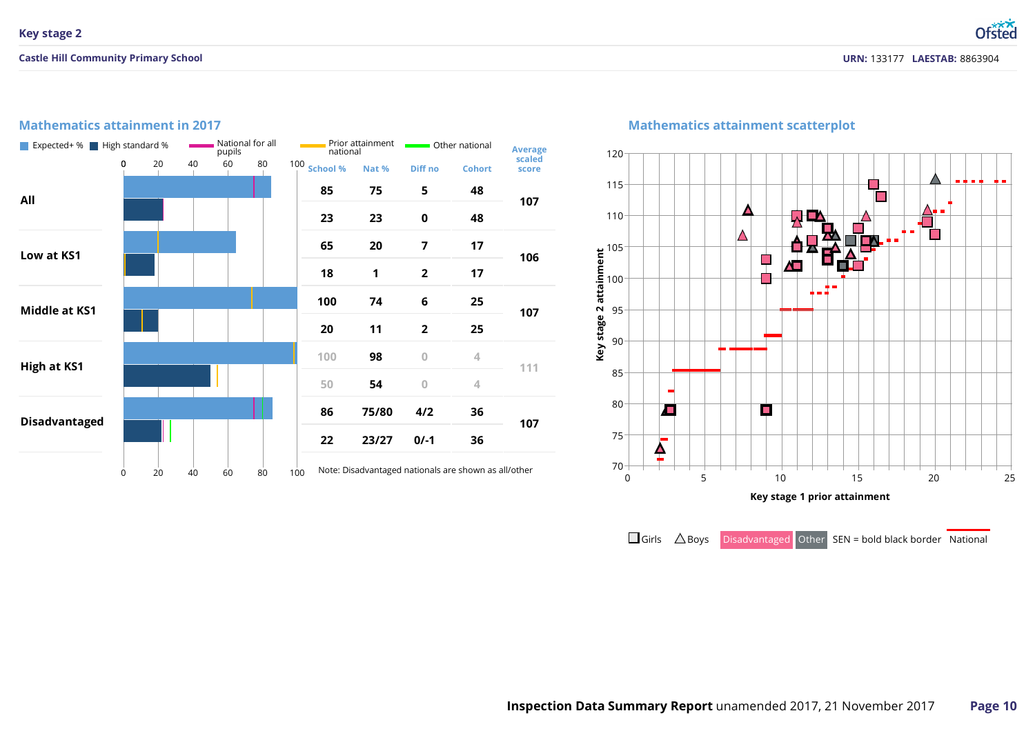## Key stage 2

**Castle Hill Community Primary School**

**URN:** 133177 **LAESTAB:** 8863904

### Mathematics attainment in 2017

Expected+ % | High standard % | National for all pupils | Prior attainment national | Other national

| | | School % | Nat % | Diff no | Cohort | Average scaled score |
|---|---|---|---|---|---|---|
| **All** | Expected+ | 85 | 75 | 5 | 48 | 107 |
| | High standard | 23 | 23 | 0 | 48 | |
| **Low at KS1** | Expected+ | 65 | 20 | 7 | 17 | 106 |
| | High standard | 18 | 1 | 2 | 17 | |
| **Middle at KS1** | Expected+ | 100 | 74 | 6 | 25 | 107 |
| | High standard | 20 | 11 | 2 | 25 | |
| **High at KS1** | Expected+ | 100 | 98 | 0 | 4 | 111 |
| | High standard | 50 | 54 | 0 | 4 | |
| **Disadvantaged** | Expected+ | 86 | 75/80 | 4/2 | 36 | 107 |
| | High standard | 22 | 23/27 | 0/-1 | 36 | |

Note: Disadvantaged nationals are shown as all/other

### Mathematics attainment scatterplot

Key stage 2 attainment vs Key stage 1 prior attainment

Girls | Boys | Disadvantaged | Other | SEN = bold black border | National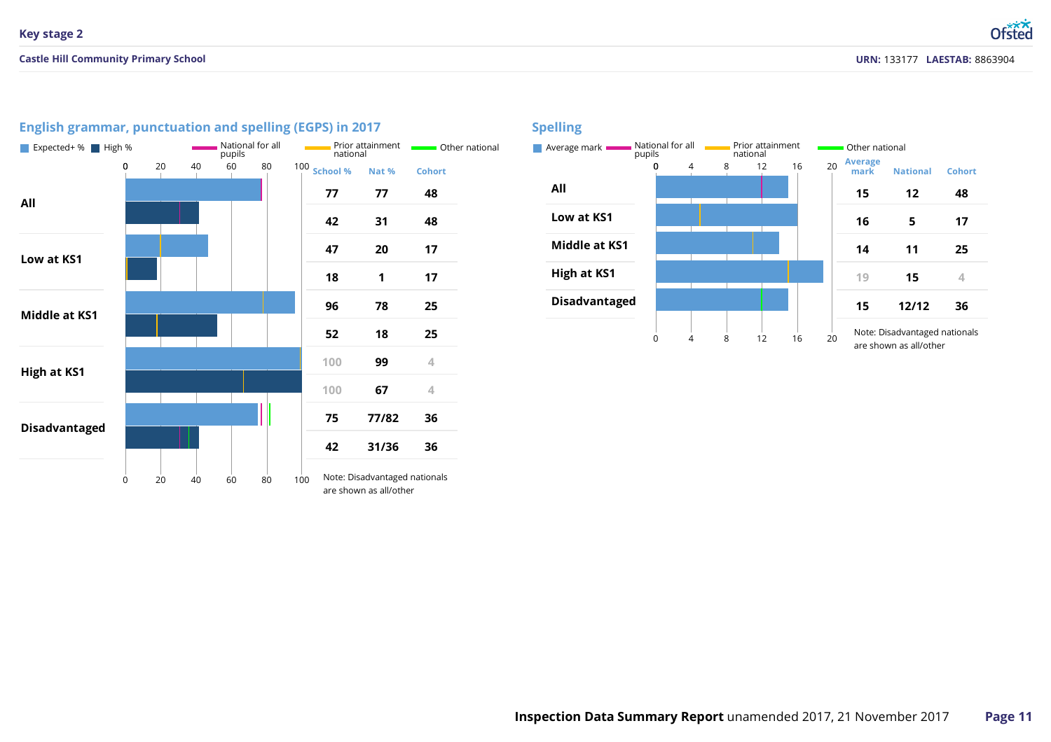## Key stage 2

**Castle Hill Community Primary School**

**URN:** 133177 **LAESTAB:** 8863904

### English grammar, punctuation and spelling (EGPS) in 2017

Expected+ % | High % | National for all pupils | Prior attainment national | Other national

| | | School % | Nat % | Cohort |
|---|---|---|---|---|
| All | Expected+ | 77 | 77 | 48 |
| | High | 42 | 31 | 48 |
| Low at KS1 | Expected+ | 47 | 20 | 17 |
| | High | 18 | 1 | 17 |
| Middle at KS1 | Expected+ | 96 | 78 | 25 |
| | High | 52 | 18 | 25 |
| High at KS1 | Expected+ | 100 | 99 | 4 |
| | High | 100 | 67 | 4 |
| Disadvantaged | Expected+ | 75 | 77/82 | 36 |
| | High | 42 | 31/36 | 36 |

Note: Disadvantaged nationals are shown as all/other

### Spelling

Average mark | National for all pupils | Prior attainment national | Other national

| | Average mark | National | Cohort |
|---|---|---|---|
| All | 15 | 12 | 48 |
| Low at KS1 | 16 | 5 | 17 |
| Middle at KS1 | 14 | 11 | 25 |
| High at KS1 | 19 | 15 | 4 |
| Disadvantaged | 15 | 12/12 | 36 |

Note: Disadvantaged nationals are shown as all/other

**Inspection Data Summary Report** unamended 2017, 21 November 2017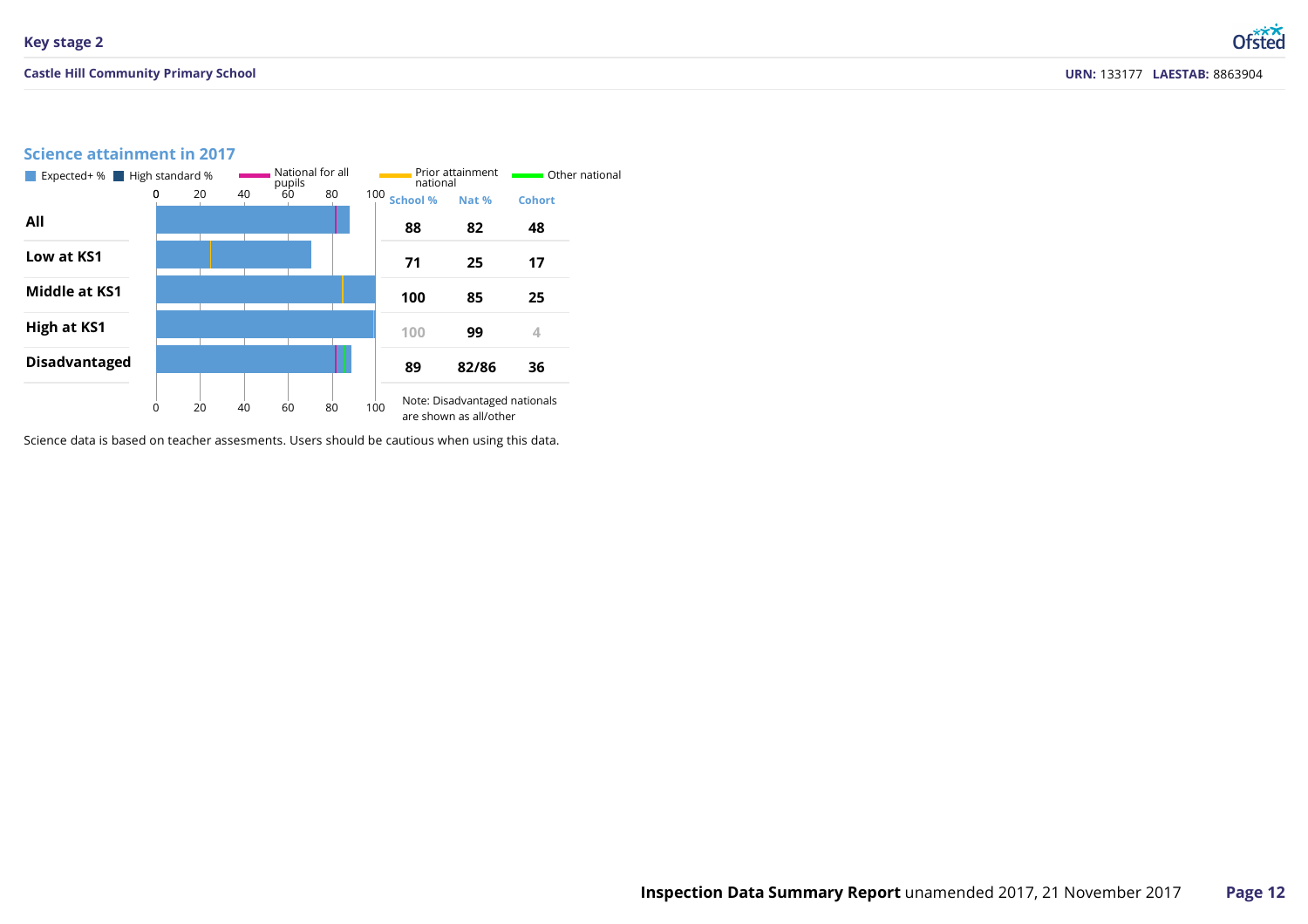## Science attainment in 2017

Expected+ % | High standard % | National for all pupils | Prior attainment national | Other national

| | School % | Nat % | Cohort |
|---|---|---|---|
| All | 88 | 82 | 48 |
| Low at KS1 | 71 | 25 | 17 |
| Middle at KS1 | 100 | 85 | 25 |
| High at KS1 | 100 | 99 | 4 |
| Disadvantaged | 89 | 82/86 | 36 |

Note: Disadvantaged nationals are shown as all/other

Science data is based on teacher assesments. Users should be cautious when using this data.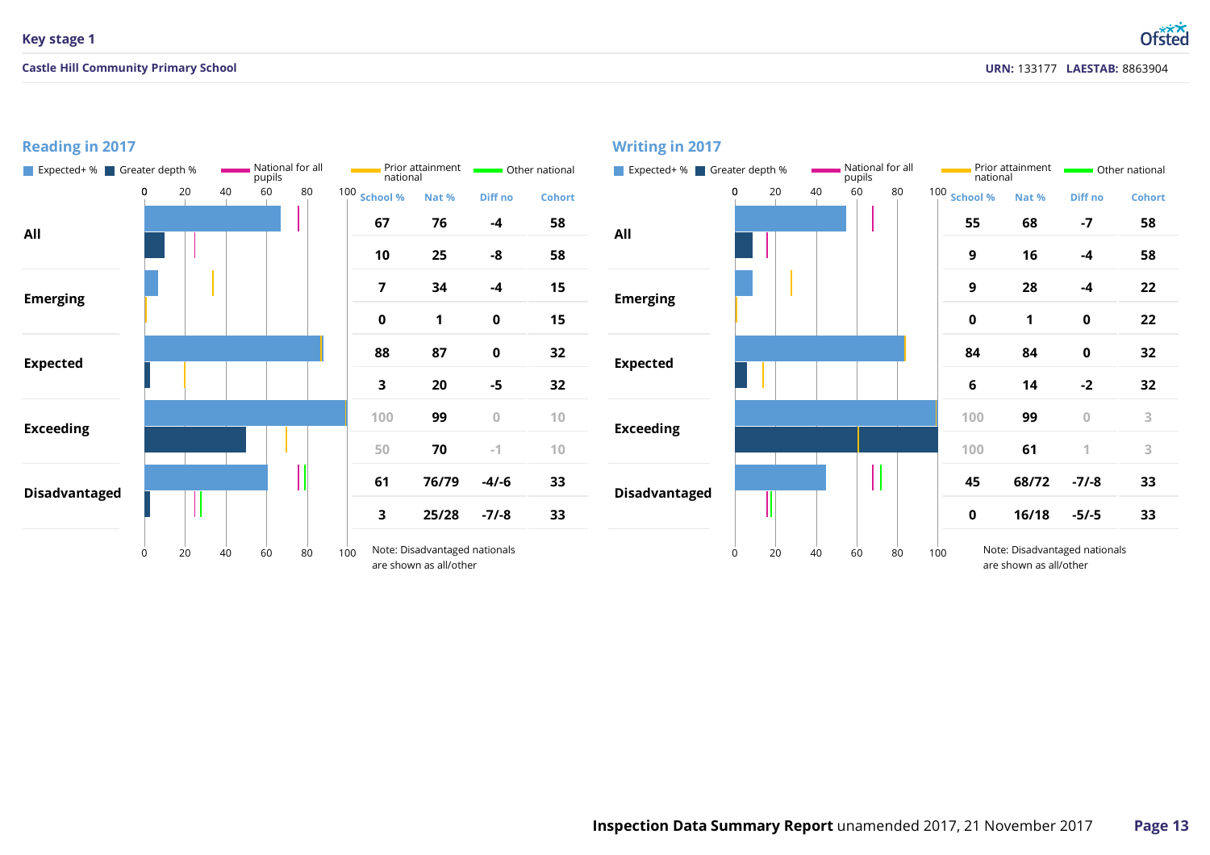## Key stage 1

**Castle Hill Community Primary School**

**URN:** 133177 **LAESTAB:** 8863904

### Reading in 2017

Expected+ % | Greater depth % | National for all pupils | Prior attainment national | Other national

| | | School % | Nat % | Diff no | Cohort |
|---|---|---|---|---|---|
| All | Expected+ | 67 | 76 | -4 | 58 |
| | Greater depth | 10 | 25 | -8 | 58 |
| Emerging | Expected+ | 7 | 34 | -4 | 15 |
| | Greater depth | 0 | 1 | 0 | 15 |
| Expected | Expected+ | 88 | 87 | 0 | 32 |
| | Greater depth | 3 | 20 | -5 | 32 |
| Exceeding | Expected+ | 100 | 99 | 0 | 10 |
| | Greater depth | 50 | 70 | -1 | 10 |
| Disadvantaged | Expected+ | 61 | 76/79 | -4/-6 | 33 |
| | Greater depth | 3 | 25/28 | -7/-8 | 33 |

Note: Disadvantaged nationals are shown as all/other

### Writing in 2017

Expected+ % | Greater depth % | National for all pupils | Prior attainment national | Other national

| | | School % | Nat % | Diff no | Cohort |
|---|---|---|---|---|---|
| All | Expected+ | 55 | 68 | -7 | 58 |
| | Greater depth | 9 | 16 | -4 | 58 |
| Emerging | Expected+ | 9 | 28 | -4 | 22 |
| | Greater depth | 0 | 1 | 0 | 22 |
| Expected | Expected+ | 84 | 84 | 0 | 32 |
| | Greater depth | 6 | 14 | -2 | 32 |
| Exceeding | Expected+ | 100 | 99 | 0 | 3 |
| | Greater depth | 100 | 61 | 1 | 3 |
| Disadvantaged | Expected+ | 45 | 68/72 | -7/-8 | 33 |
| | Greater depth | 0 | 16/18 | -5/-5 | 33 |

Note: Disadvantaged nationals are shown as all/other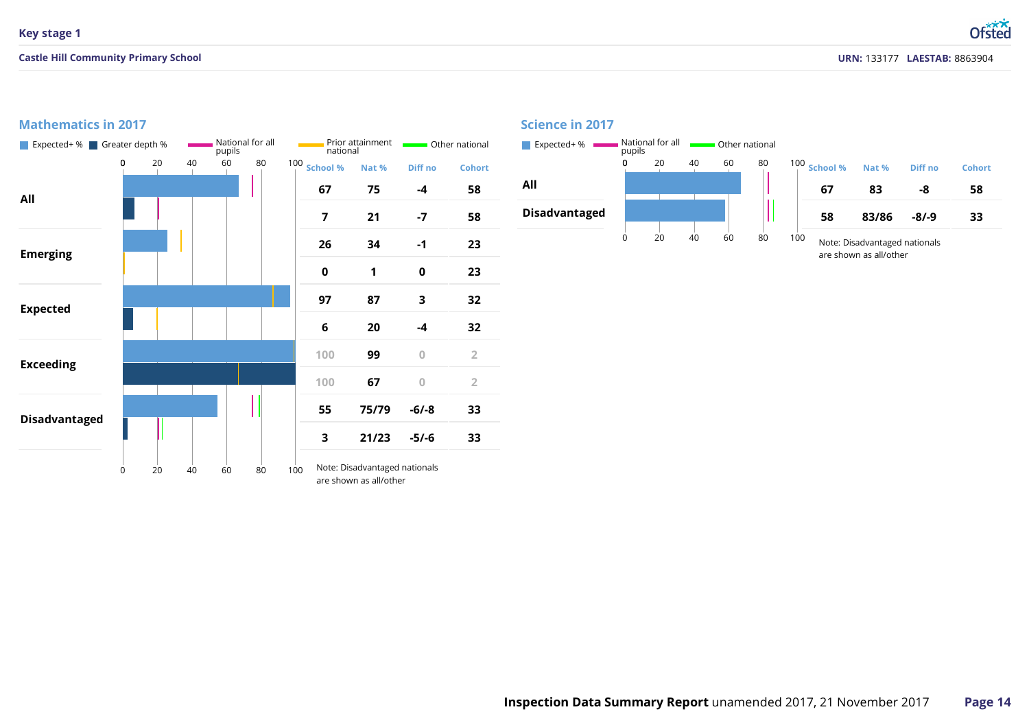## Key stage 1

**Castle Hill Community Primary School**

**URN:** 133177 **LAESTAB:** 8863904

### Mathematics in 2017

Expected+ % | Greater depth % | National for all pupils | Prior attainment national | Other national

| | | School % | Nat % | Diff no | Cohort |
|---|---|---|---|---|---|
| All | Expected+ | 67 | 75 | -4 | 58 |
| | Greater depth | 7 | 21 | -7 | 58 |
| Emerging | Expected+ | 26 | 34 | -1 | 23 |
| | Greater depth | 0 | 1 | 0 | 23 |
| Expected | Expected+ | 97 | 87 | 3 | 32 |
| | Greater depth | 6 | 20 | -4 | 32 |
| Exceeding | Expected+ | 100 | 99 | 0 | 2 |
| | Greater depth | 100 | 67 | 0 | 2 |
| Disadvantaged | Expected+ | 55 | 75/79 | -6/-8 | 33 |
| | Greater depth | 3 | 21/23 | -5/-6 | 33 |

Note: Disadvantaged nationals are shown as all/other

### Science in 2017

Expected+ % | National for all pupils | Other national

| | School % | Nat % | Diff no | Cohort |
|---|---|---|---|---|
| All | 67 | 83 | -8 | 58 |
| Disadvantaged | 58 | 83/86 | -8/-9 | 33 |

Note: Disadvantaged nationals are shown as all/other

**Inspection Data Summary Report** unamended 2017, 21 November 2017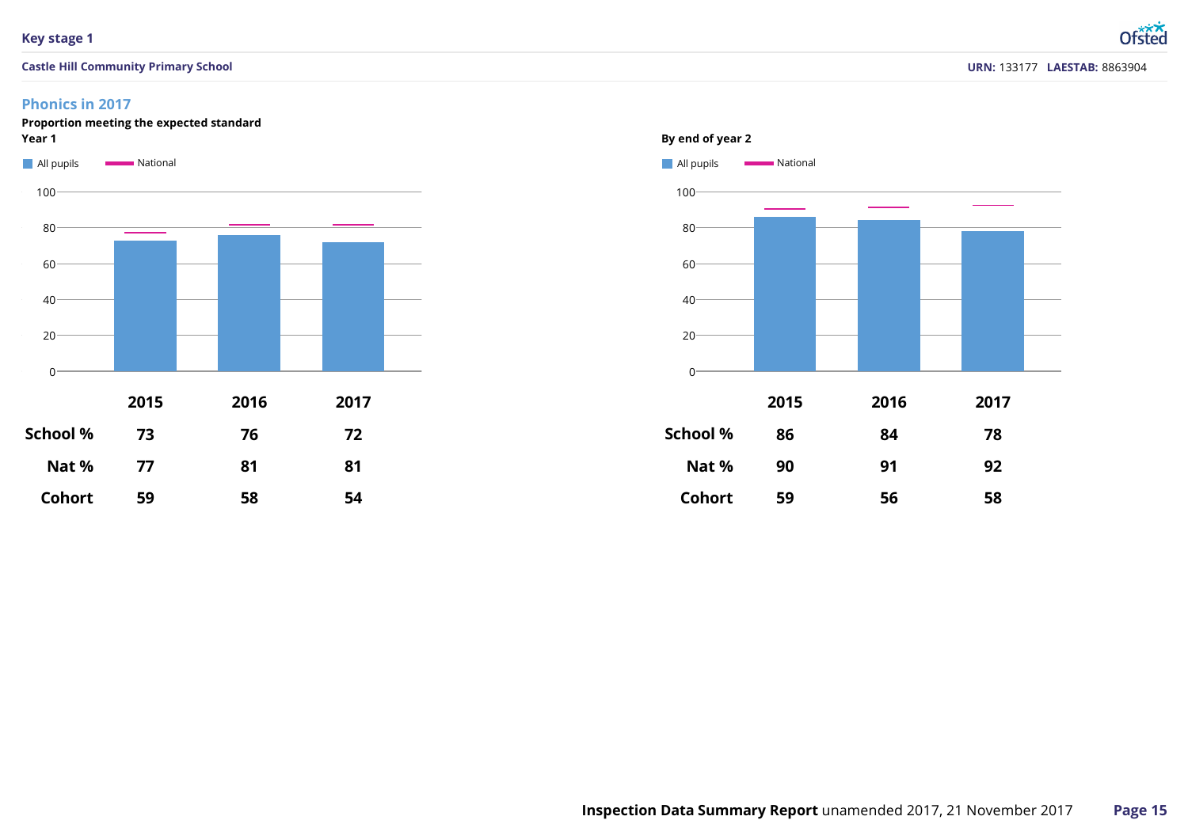## Phonics in 2017

**Proportion meeting the expected standard**

**Year 1**

All pupils
National

100
80
60
40
20
0

| | 2015 | 2016 | 2017 |
|---|---|---|---|
| School % | 73 | 76 | 72 |
| Nat % | 77 | 81 | 81 |
| Cohort | 59 | 58 | 54 |

**By end of year 2**

All pupils
National

100
80
60
40
20
0

| | 2015 | 2016 | 2017 |
|---|---|---|---|
| School % | 86 | 84 | 78 |
| Nat % | 90 | 91 | 92 |
| Cohort | 59 | 56 | 58 |